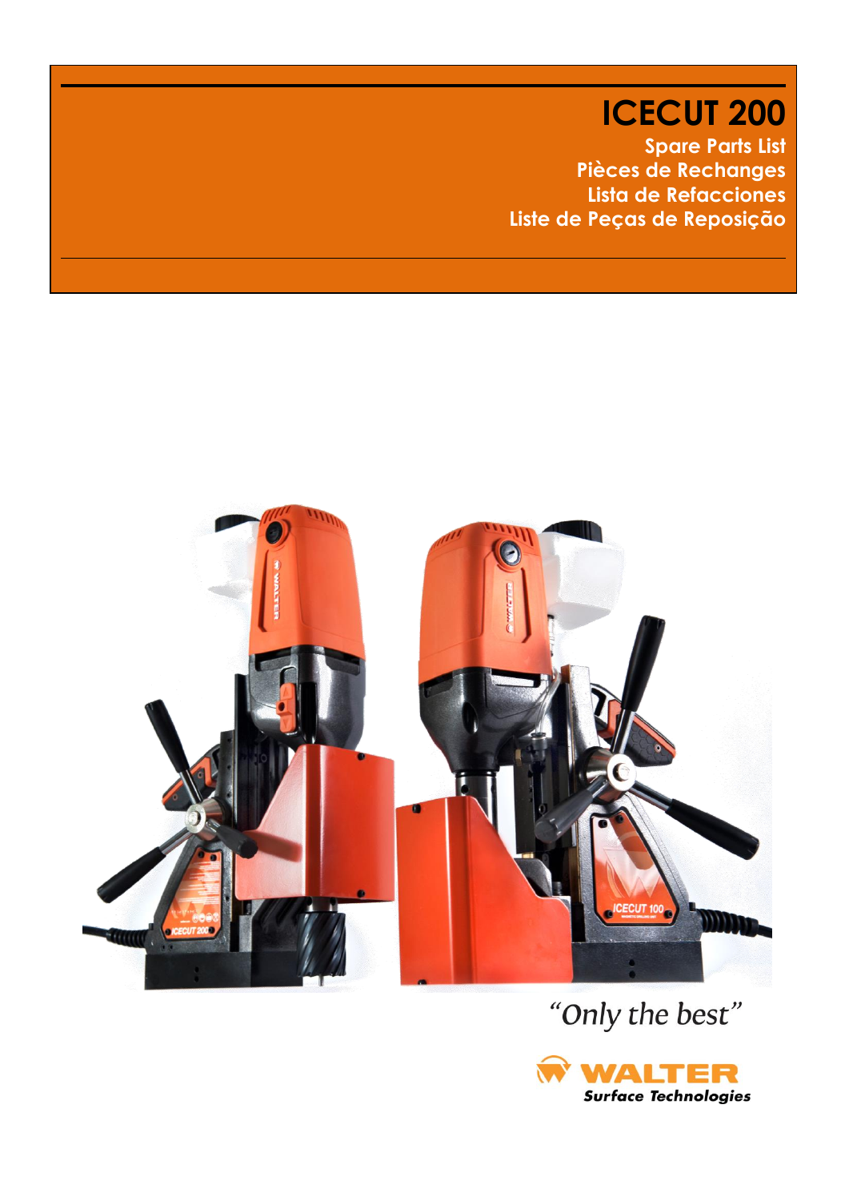# ICECUT 200

**Spare Parts List**
**Pièces de Rechanges**
**Lista de Refacciones**
**Liste de Peças de Reposição**

*"Only the best"*

**WALTER**
***Surface Technologies***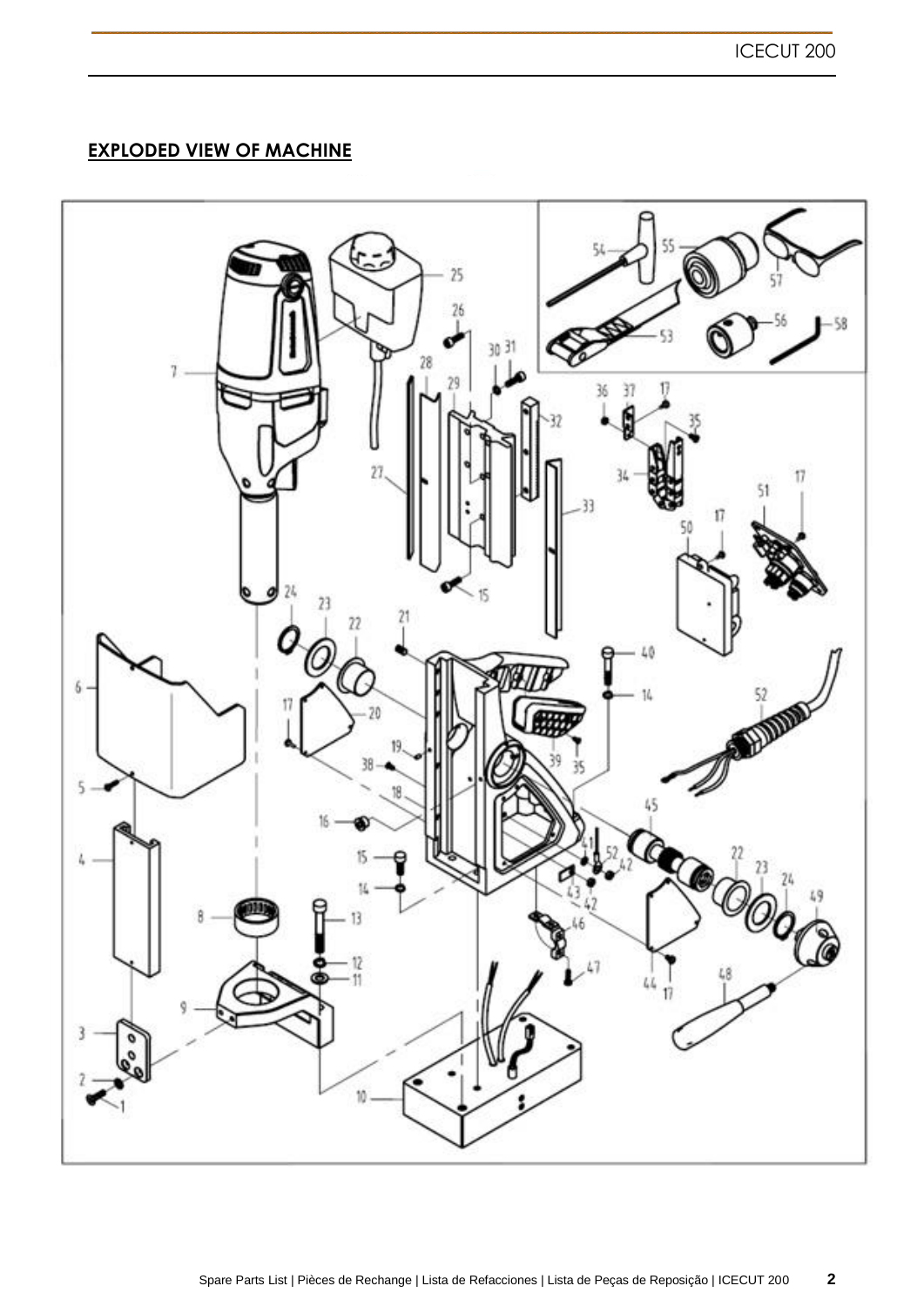## EXPLODED VIEW OF MACHINE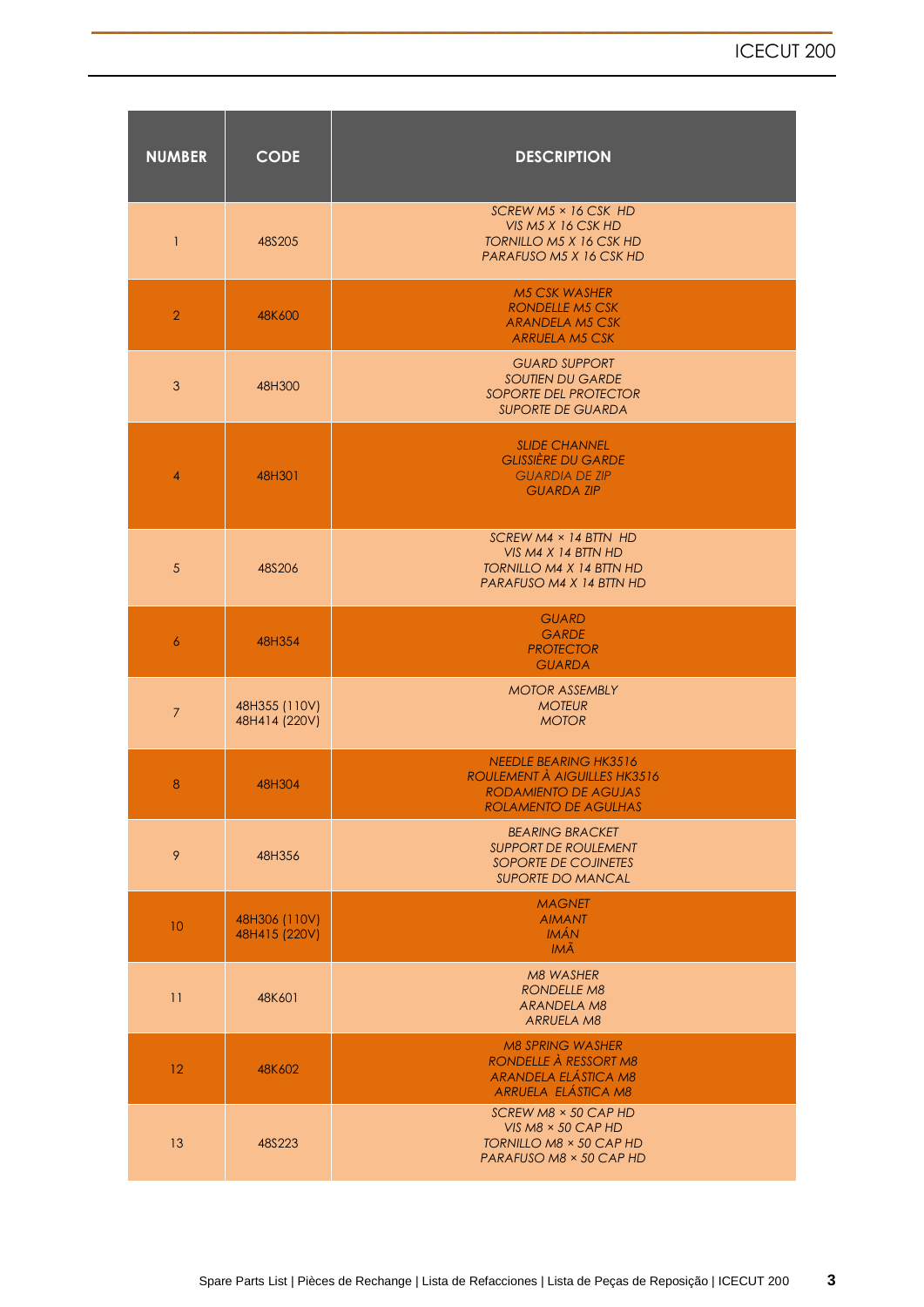| NUMBER | CODE | DESCRIPTION |
|---|---|---|
| 1 | 48S205 | *SCREW M5 × 16 CSK HD*<br>*VIS M5 X 16 CSK HD*<br>*TORNILLO M5 X 16 CSK HD*<br>*PARAFUSO M5 X 16 CSK HD* |
| 2 | 48K600 | *M5 CSK WASHER*<br>*RONDELLE M5 CSK*<br>*ARANDELA M5 CSK*<br>*ARRUELA M5 CSK* |
| 3 | 48H300 | *GUARD SUPPORT*<br>*SOUTIEN DU GARDE*<br>*SOPORTE DEL PROTECTOR*<br>*SUPORTE DE GUARDA* |
| 4 | 48H301 | *SLIDE CHANNEL*<br>*GLISSIÈRE DU GARDE*<br>*GUARDIA DE ZIP*<br>*GUARDA ZIP* |
| 5 | 48S206 | *SCREW M4 × 14 BTTN HD*<br>*VIS M4 X 14 BTTN HD*<br>*TORNILLO M4 X 14 BTTN HD*<br>*PARAFUSO M4 X 14 BTTN HD* |
| 6 | 48H354 | *GUARD*<br>*GARDE*<br>*PROTECTOR*<br>*GUARDA* |
| 7 | 48H355 (110V)<br>48H414 (220V) | *MOTOR ASSEMBLY*<br>*MOTEUR*<br>*MOTOR* |
| 8 | 48H304 | *NEEDLE BEARING HK3516*<br>*ROULEMENT À AIGUILLES HK3516*<br>*RODAMIENTO DE AGUJAS*<br>*ROLAMENTO DE AGULHAS* |
| 9 | 48H356 | *BEARING BRACKET*<br>*SUPPORT DE ROULEMENT*<br>*SOPORTE DE COJINETES*<br>*SUPORTE DO MANCAL* |
| 10 | 48H306 (110V)<br>48H415 (220V) | *MAGNET*<br>*AIMANT*<br>*IMÁN*<br>*IMÃ* |
| 11 | 48K601 | *M8 WASHER*<br>*RONDELLE M8*<br>*ARANDELA M8*<br>*ARRUELA M8* |
| 12 | 48K602 | *M8 SPRING WASHER*<br>*RONDELLE À RESSORT M8*<br>*ARANDELA ELÁSTICA M8*<br>*ARRUELA ELÁSTICA M8* |
| 13 | 48S223 | *SCREW M8 × 50 CAP HD*<br>*VIS M8 × 50 CAP HD*<br>*TORNILLO M8 × 50 CAP HD*<br>*PARAFUSO M8 × 50 CAP HD* |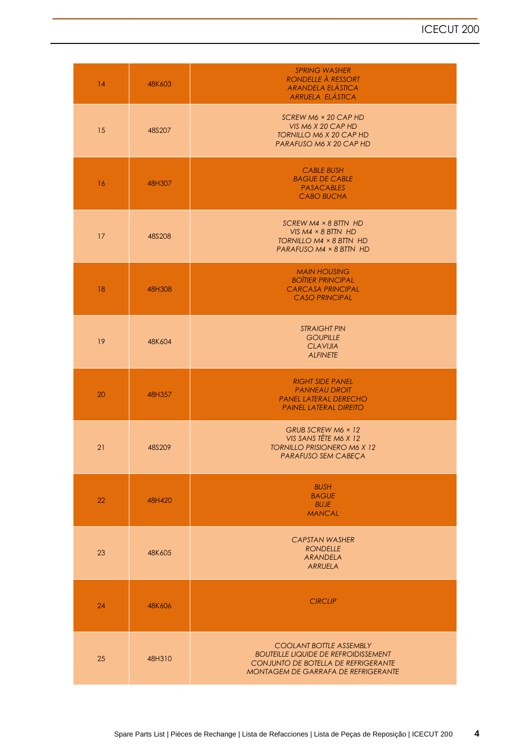| 14 | 48K603 | *SPRING WASHER*<br>*RONDELLE À RESSORT*<br>*ARANDELA ELÁSTICA*<br>*ARRUELA ELÁSTICA* |
|---|---|---|
| 15 | 48S207 | *SCREW M6 × 20 CAP HD*<br>*VIS M6 X 20 CAP HD*<br>*TORNILLO M6 X 20 CAP HD*<br>*PARAFUSO M6 X 20 CAP HD* |
| 16 | 48H307 | *CABLE BUSH*<br>*BAGUE DE CABLE*<br>*PASACABLES*<br>*CABO BUCHA* |
| 17 | 48S208 | *SCREW M4 × 8 BTTN HD*<br>*VIS M4 × 8 BTTN HD*<br>*TORNILLO M4 × 8 BTTN HD*<br>*PARAFUSO M4 × 8 BTTN HD* |
| 18 | 48H308 | *MAIN HOUSING*<br>*BOÎTIER PRINCIPAL*<br>*CARCASA PRINCIPAL*<br>*CASO PRINCIPAL* |
| 19 | 48K604 | *STRAIGHT PIN*<br>*GOUPILLE*<br>*CLAVIJIA*<br>*ALFINETE* |
| 20 | 48H357 | *RIGHT SIDE PANEL*<br>*PANNEAU DROIT*<br>*PANEL LATERAL DERECHO*<br>*PAINEL LATERAL DIREITO* |
| 21 | 48S209 | *GRUB SCREW M6 × 12*<br>*VIS SANS TÊTE M6 X 12*<br>*TORNILLO PRISIONERO M6 X 12*<br>*PARAFUSO SEM CABEÇA* |
| 22 | 48H420 | *BUSH*<br>*BAGUE*<br>*BUJE*<br>*MANCAL* |
| 23 | 48K605 | *CAPSTAN WASHER*<br>*RONDELLE*<br>*ARANDELA*<br>*ARRUELA* |
| 24 | 48K606 | *CIRCLIP* |
| 25 | 48H310 | *COOLANT BOTTLE ASSEMBLY*<br>*BOUTEILLE LIQUIDE DE REFROIDISSEMENT*<br>*CONJUNTO DE BOTELLA DE REFRIGERANTE*<br>*MONTAGEM DE GARRAFA DE REFRIGERANTE* |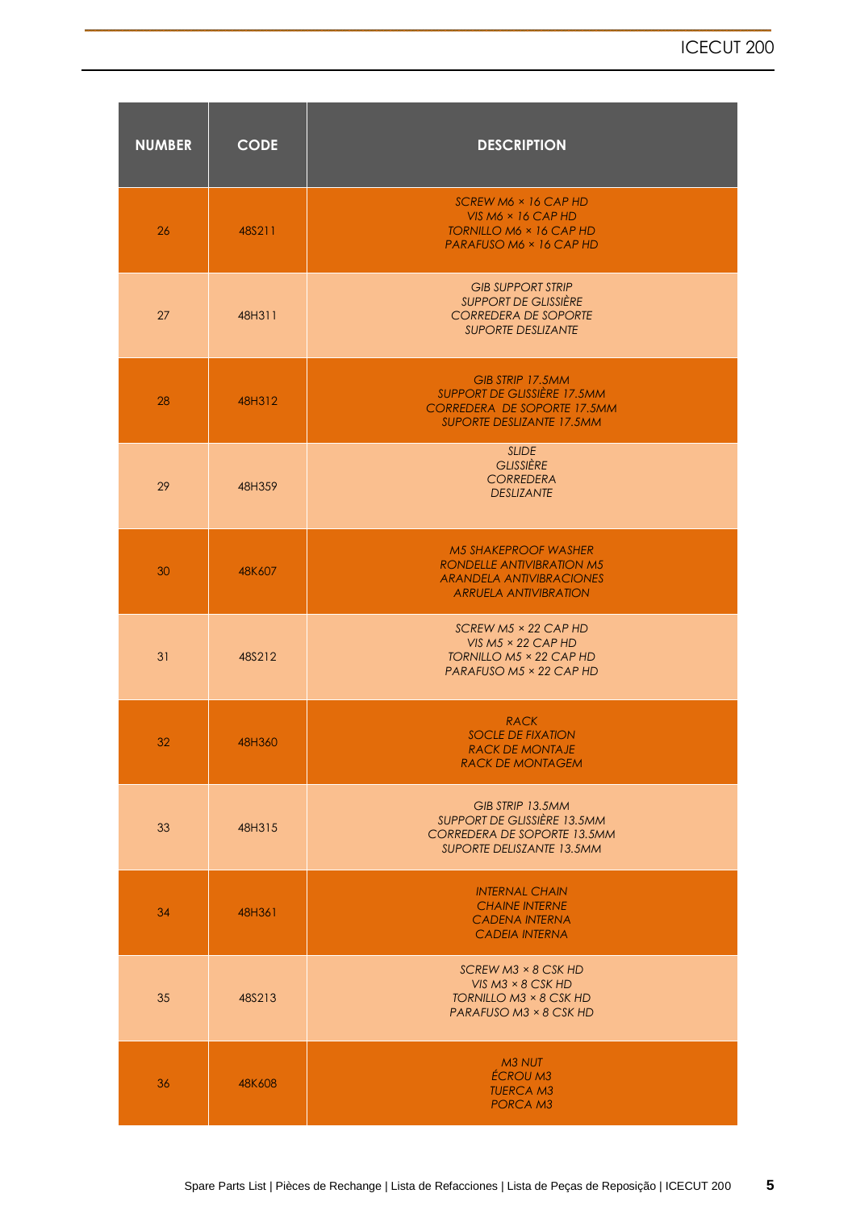| NUMBER | CODE | DESCRIPTION |
|---|---|---|
| 26 | 48S211 | *SCREW M6 × 16 CAP HD<br>VIS M6 × 16 CAP HD<br>TORNILLO M6 × 16 CAP HD<br>PARAFUSO M6 × 16 CAP HD* |
| 27 | 48H311 | *GIB SUPPORT STRIP<br>SUPPORT DE GLISSIÈRE<br>CORREDERA DE SOPORTE<br>SUPORTE DESLIZANTE* |
| 28 | 48H312 | *GIB STRIP 17.5MM<br>SUPPORT DE GLISSIÈRE 17.5MM<br>CORREDERA DE SOPORTE 17.5MM<br>SUPORTE DESLIZANTE 17.5MM* |
| 29 | 48H359 | *SLIDE<br>GLISSIÈRE<br>CORREDERA<br>DESLIZANTE* |
| 30 | 48K607 | *M5 SHAKEPROOF WASHER<br>RONDELLE ANTIVIBRATION M5<br>ARANDELA ANTIVIBRACIONES<br>ARRUELA ANTIVIBRATION* |
| 31 | 48S212 | *SCREW M5 × 22 CAP HD<br>VIS M5 × 22 CAP HD<br>TORNILLO M5 × 22 CAP HD<br>PARAFUSO M5 × 22 CAP HD* |
| 32 | 48H360 | *RACK<br>SOCLE DE FIXATION<br>RACK DE MONTAJE<br>RACK DE MONTAGEM* |
| 33 | 48H315 | *GIB STRIP 13.5MM<br>SUPPORT DE GLISSIÈRE 13.5MM<br>CORREDERA DE SOPORTE 13.5MM<br>SUPORTE DELISZANTE 13.5MM* |
| 34 | 48H361 | *INTERNAL CHAIN<br>CHAINE INTERNE<br>CADENA INTERNA<br>CADEIA INTERNA* |
| 35 | 48S213 | *SCREW M3 × 8 CSK HD<br>VIS M3 × 8 CSK HD<br>TORNILLO M3 × 8 CSK HD<br>PARAFUSO M3 × 8 CSK HD* |
| 36 | 48K608 | *M3 NUT<br>ÉCROU M3<br>TUERCA M3<br>PORCA M3* |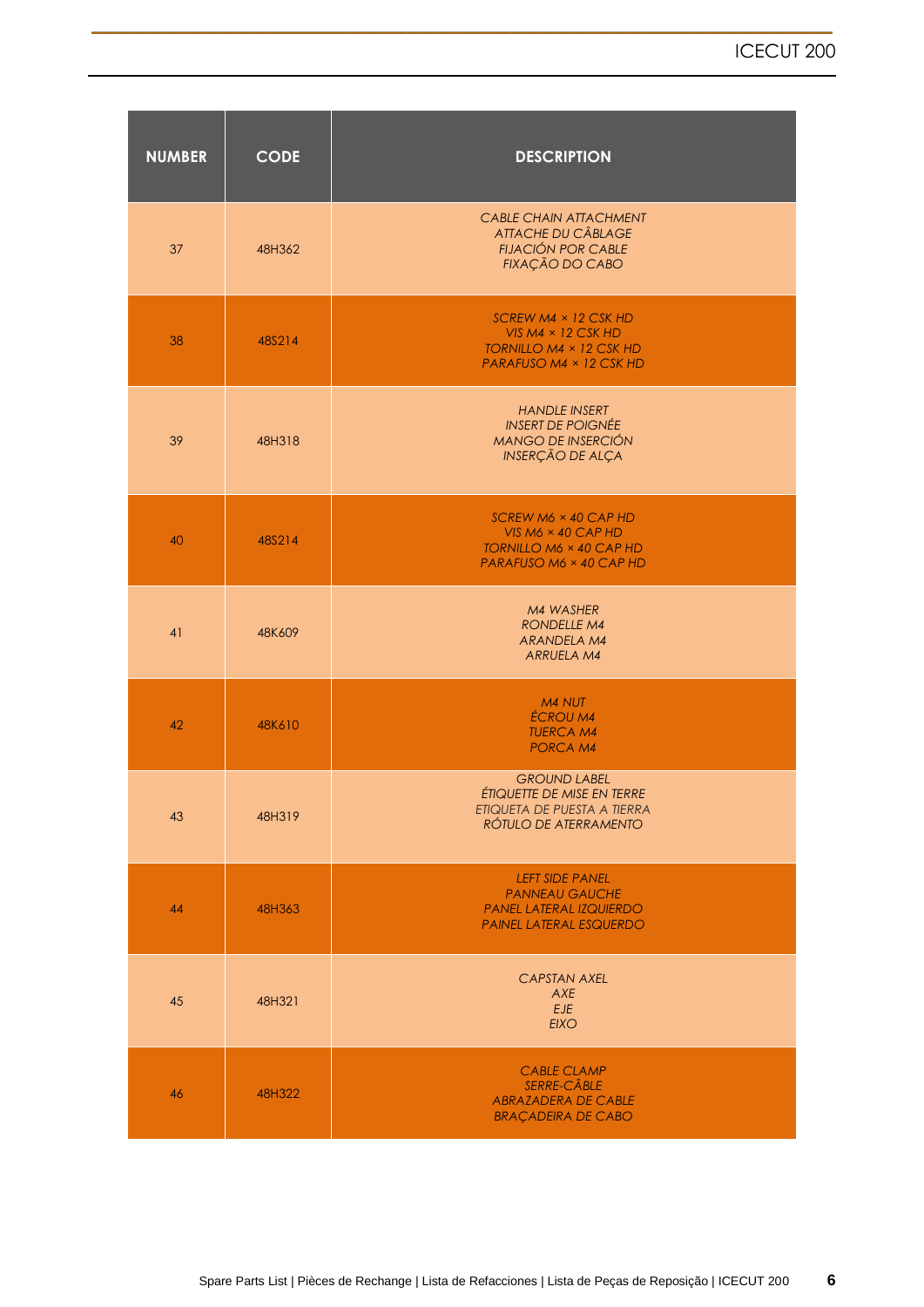| NUMBER | CODE | DESCRIPTION |
|---|---|---|
| 37 | 48H362 | *CABLE CHAIN ATTACHMENT<br>ATTACHE DU CÂBLAGE<br>FIJACIÓN POR CABLE<br>FIXAÇÃO DO CABO* |
| 38 | 48S214 | *SCREW M4 × 12 CSK HD<br>VIS M4 × 12 CSK HD<br>TORNILLO M4 × 12 CSK HD<br>PARAFUSO M4 × 12 CSK HD* |
| 39 | 48H318 | *HANDLE INSERT<br>INSERT DE POIGNÉE<br>MANGO DE INSERCIÓN<br>INSERÇÃO DE ALÇA* |
| 40 | 48S214 | *SCREW M6 × 40 CAP HD<br>VIS M6 × 40 CAP HD<br>TORNILLO M6 × 40 CAP HD<br>PARAFUSO M6 × 40 CAP HD* |
| 41 | 48K609 | *M4 WASHER<br>RONDELLE M4<br>ARANDELA M4<br>ARRUELA M4* |
| 42 | 48K610 | *M4 NUT<br>ÉCROU M4<br>TUERCA M4<br>PORCA M4* |
| 43 | 48H319 | *GROUND LABEL<br>ÉTIQUETTE DE MISE EN TERRE<br>ETIQUETA DE PUESTA A TIERRA<br>RÓTULO DE ATERRAMENTO* |
| 44 | 48H363 | *LEFT SIDE PANEL<br>PANNEAU GAUCHE<br>PANEL LATERAL IZQUIERDO<br>PAINEL LATERAL ESQUERDO* |
| 45 | 48H321 | *CAPSTAN AXEL<br>AXE<br>EJE<br>EIXO* |
| 46 | 48H322 | *CABLE CLAMP<br>SERRE-CÂBLE<br>ABRAZADERA DE CABLE<br>BRAÇADEIRA DE CABO* |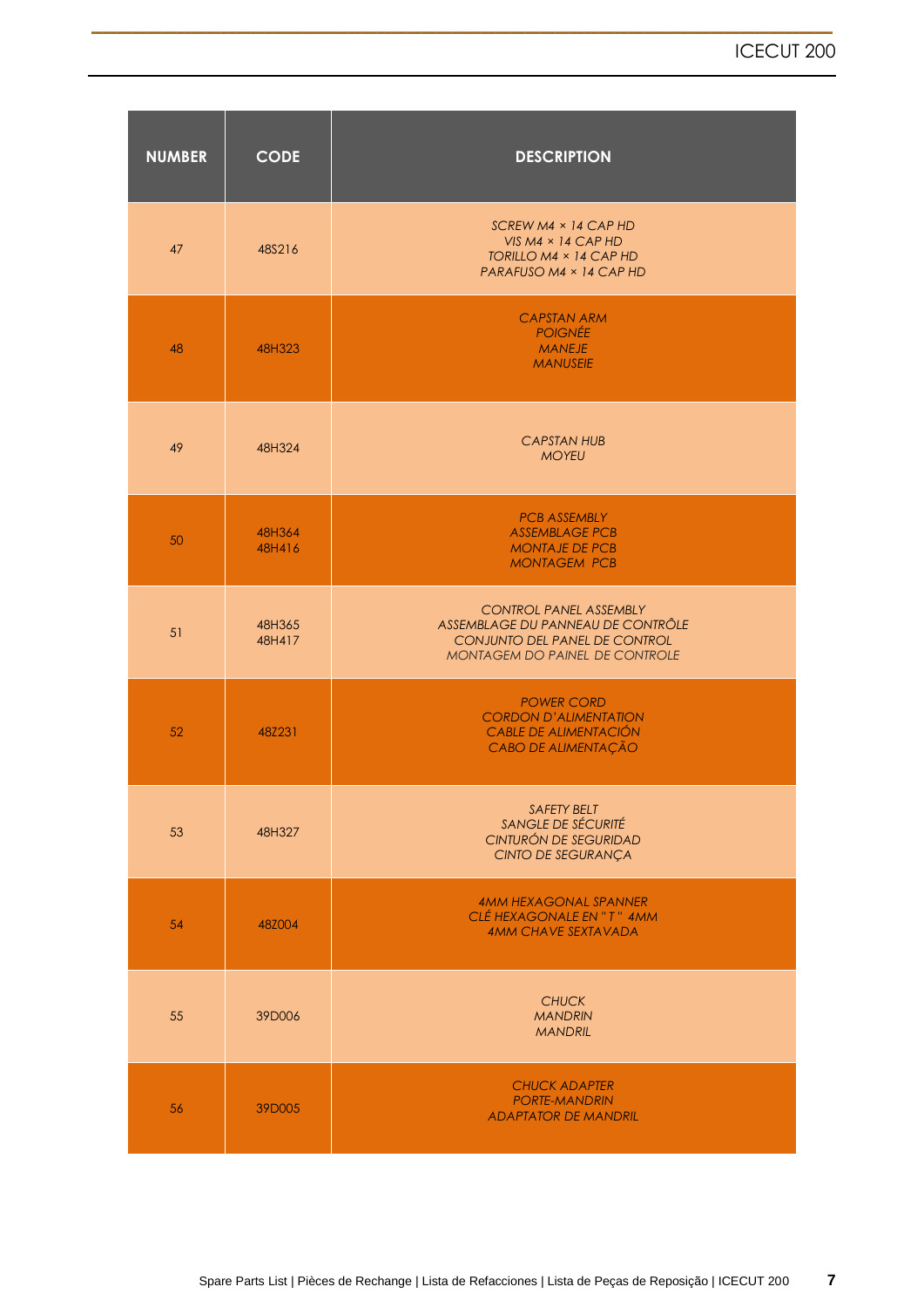| NUMBER | CODE | DESCRIPTION |
|---|---|---|
| 47 | 48S216 | *SCREW M4 × 14 CAP HD*<br>*VIS M4 × 14 CAP HD*<br>*TORILLO M4 × 14 CAP HD*<br>*PARAFUSO M4 × 14 CAP HD* |
| 48 | 48H323 | *CAPSTAN ARM*<br>*POIGNÉE*<br>*MANEJE*<br>*MANUSEIE* |
| 49 | 48H324 | *CAPSTAN HUB*<br>*MOYEU* |
| 50 | 48H364<br>48H416 | *PCB ASSEMBLY*<br>*ASSEMBLAGE PCB*<br>*MONTAJE DE PCB*<br>*MONTAGEM PCB* |
| 51 | 48H365<br>48H417 | *CONTROL PANEL ASSEMBLY*<br>*ASSEMBLAGE DU PANNEAU DE CONTRÔLE*<br>*CONJUNTO DEL PANEL DE CONTROL*<br>*MONTAGEM DO PAINEL DE CONTROLE* |
| 52 | 48Z231 | *POWER CORD*<br>*CORDON D'ALIMENTATION*<br>*CABLE DE ALIMENTACIÓN*<br>*CABO DE ALIMENTAÇÃO* |
| 53 | 48H327 | *SAFETY BELT*<br>*SANGLE DE SÉCURITÉ*<br>*CINTURÓN DE SEGURIDAD*<br>*CINTO DE SEGURANÇA* |
| 54 | 48Z004 | *4MM HEXAGONAL SPANNER*<br>*CLÉ HEXAGONALE EN "T" 4MM*<br>*4MM CHAVE SEXTAVADA* |
| 55 | 39D006 | *CHUCK*<br>*MANDRIN*<br>*MANDRIL* |
| 56 | 39D005 | *CHUCK ADAPTER*<br>*PORTE-MANDRIN*<br>*ADAPTATOR DE MANDRIL* |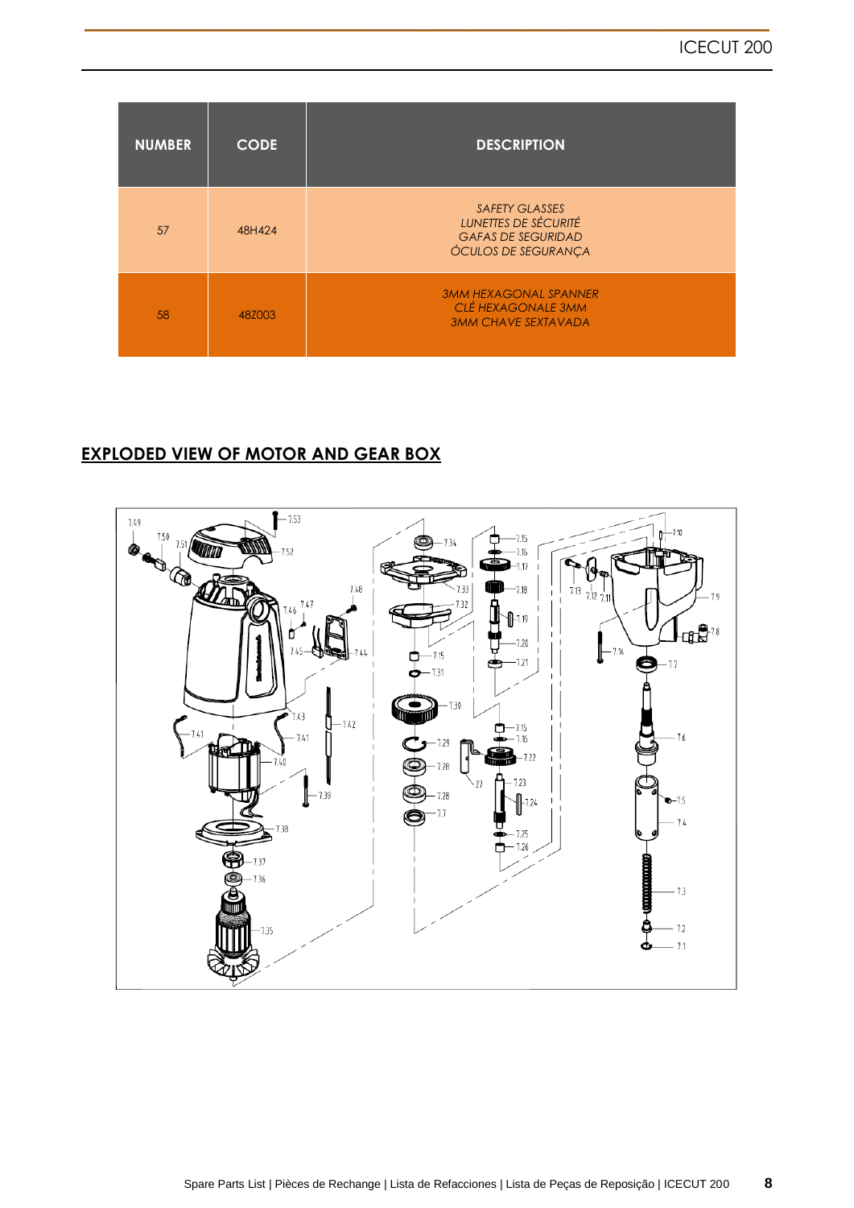| NUMBER | CODE | DESCRIPTION |
|---|---|---|
| 57 | 48H424 | *SAFETY GLASSES*<br>*LUNETTES DE SÉCURITÉ*<br>*GAFAS DE SEGURIDAD*<br>*ÓCULOS DE SEGURANÇA* |
| 58 | 48Z003 | *3MM HEXAGONAL SPANNER*<br>*CLÉ HEXAGONALE 3MM*<br>*3MM CHAVE SEXTAVADA* |

## EXPLODED VIEW OF MOTOR AND GEAR BOX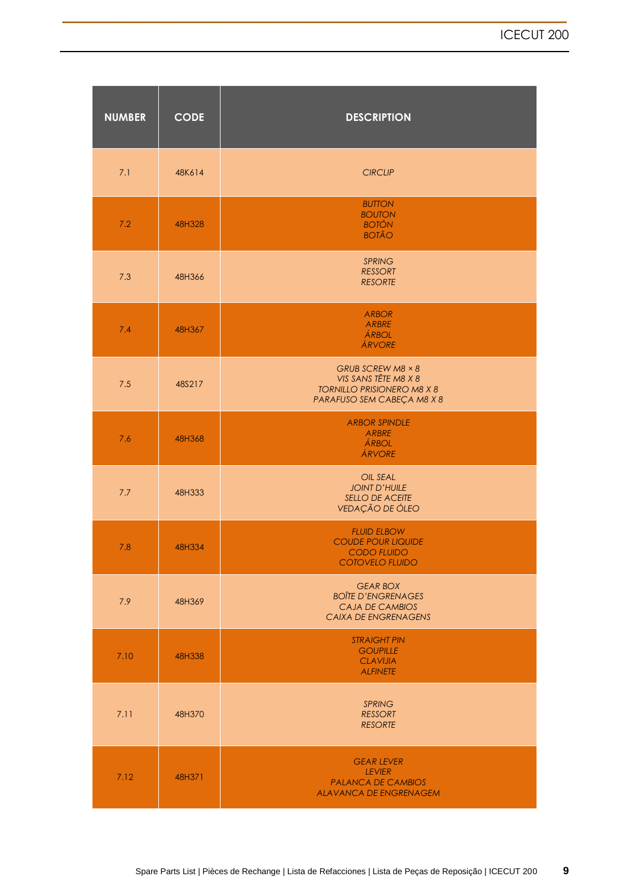| NUMBER | CODE | DESCRIPTION |
|---|---|---|
| 7.1 | 48K614 | *CIRCLIP* |
| 7.2 | 48H328 | *BUTTON<br>BOUTON<br>BOTÓN<br>BOTÃO* |
| 7.3 | 48H366 | *SPRING<br>RESSORT<br>RESORTE* |
| 7.4 | 48H367 | *ARBOR<br>ARBRE<br>ÁRBOL<br>ÁRVORE* |
| 7.5 | 48S217 | *GRUB SCREW M8 × 8<br>VIS SANS TÊTE M8 X 8<br>TORNILLO PRISIONERO M8 X 8<br>PARAFUSO SEM CABEÇA M8 X 8* |
| 7.6 | 48H368 | *ARBOR SPINDLE<br>ARBRE<br>ÁRBOL<br>ÁRVORE* |
| 7.7 | 48H333 | *OIL SEAL<br>JOINT D'HUILE<br>SELLO DE ACEITE<br>VEDAÇÃO DE ÓLEO* |
| 7.8 | 48H334 | *FLUID ELBOW<br>COUDE POUR LIQUIDE<br>CODO FLUIDO<br>COTOVELO FLUIDO* |
| 7.9 | 48H369 | *GEAR BOX<br>BOÎTE D'ENGRENAGES<br>CAJA DE CAMBIOS<br>CAIXA DE ENGRENAGENS* |
| 7.10 | 48H338 | *STRAIGHT PIN<br>GOUPILLE<br>CLAVIJIA<br>ALFINETE* |
| 7.11 | 48H370 | *SPRING<br>RESSORT<br>RESORTE* |
| 7.12 | 48H371 | *GEAR LEVER<br>LEVIER<br>PALANCA DE CAMBIOS<br>ALAVANCA DE ENGRENAGEM* |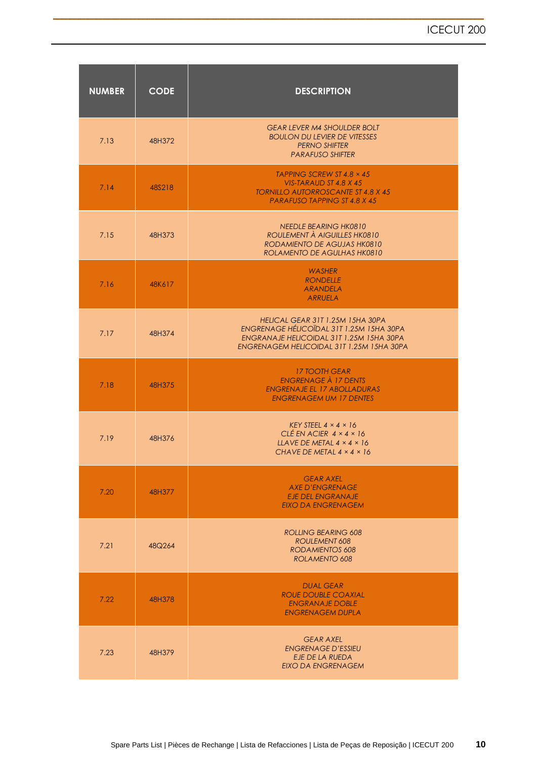| NUMBER | CODE | DESCRIPTION |
|---|---|---|
| 7.13 | 48H372 | *GEAR LEVER M4 SHOULDER BOLT*<br>*BOULON DU LEVIER DE VITESSES*<br>*PERNO SHIFTER*<br>*PARAFUSO SHIFTER* |
| 7.14 | 48S218 | *TAPPING SCREW ST 4.8 × 45*<br>*VIS-TARAUD ST 4.8 X 45*<br>*TORNILLO AUTORROSCANTE ST 4.8 X 45*<br>*PARAFUSO TAPPING ST 4.8 X 45* |
| 7.15 | 48H373 | *NEEDLE BEARING HK0810*<br>*ROULEMENT À AIGUILLES HK0810*<br>*RODAMIENTO DE AGUJAS HK0810*<br>*ROLAMENTO DE AGULHAS HK0810* |
| 7.16 | 48K617 | *WASHER*<br>*RONDELLE*<br>*ARANDELA*<br>*ARRUELA* |
| 7.17 | 48H374 | *HELICAL GEAR 31T 1.25M 15HA 30PA*<br>*ENGRENAGE HÉLICOÏDAL 31T 1.25M 15HA 30PA*<br>*ENGRANAJE HELICOIDAL 31T 1.25M 15HA 30PA*<br>*ENGRENAGEM HELICOIDAL 31T 1.25M 15HA 30PA* |
| 7.18 | 48H375 | *17 TOOTH GEAR*<br>*ENGRENAGE À 17 DENTS*<br>*ENGRENAJE EL 17 ABOLLADURAS*<br>*ENGRENAGEM UM 17 DENTES* |
| 7.19 | 48H376 | *KEY STEEL 4 × 4 × 16*<br>*CLÉ EN ACIER 4 × 4 × 16*<br>*LLAVE DE METAL 4 × 4 × 16*<br>*CHAVE DE METAL 4 × 4 × 16* |
| 7.20 | 48H377 | *GEAR AXEL*<br>*AXE D'ENGRENAGE*<br>*EJE DEL ENGRANAJE*<br>*EIXO DA ENGRENAGEM* |
| 7.21 | 48Q264 | *ROLLING BEARING 608*<br>*ROULEMENT 608*<br>*RODAMIENTOS 608*<br>*ROLAMENTO 608* |
| 7.22 | 48H378 | *DUAL GEAR*<br>*ROUE DOUBLE COAXIAL*<br>*ENGRANAJE DOBLE*<br>*ENGRENAGEM DUPLA* |
| 7.23 | 48H379 | *GEAR AXEL*<br>*ENGRENAGE D'ESSIEU*<br>*EJE DE LA RUEDA*<br>*EIXO DA ENGRENAGEM* |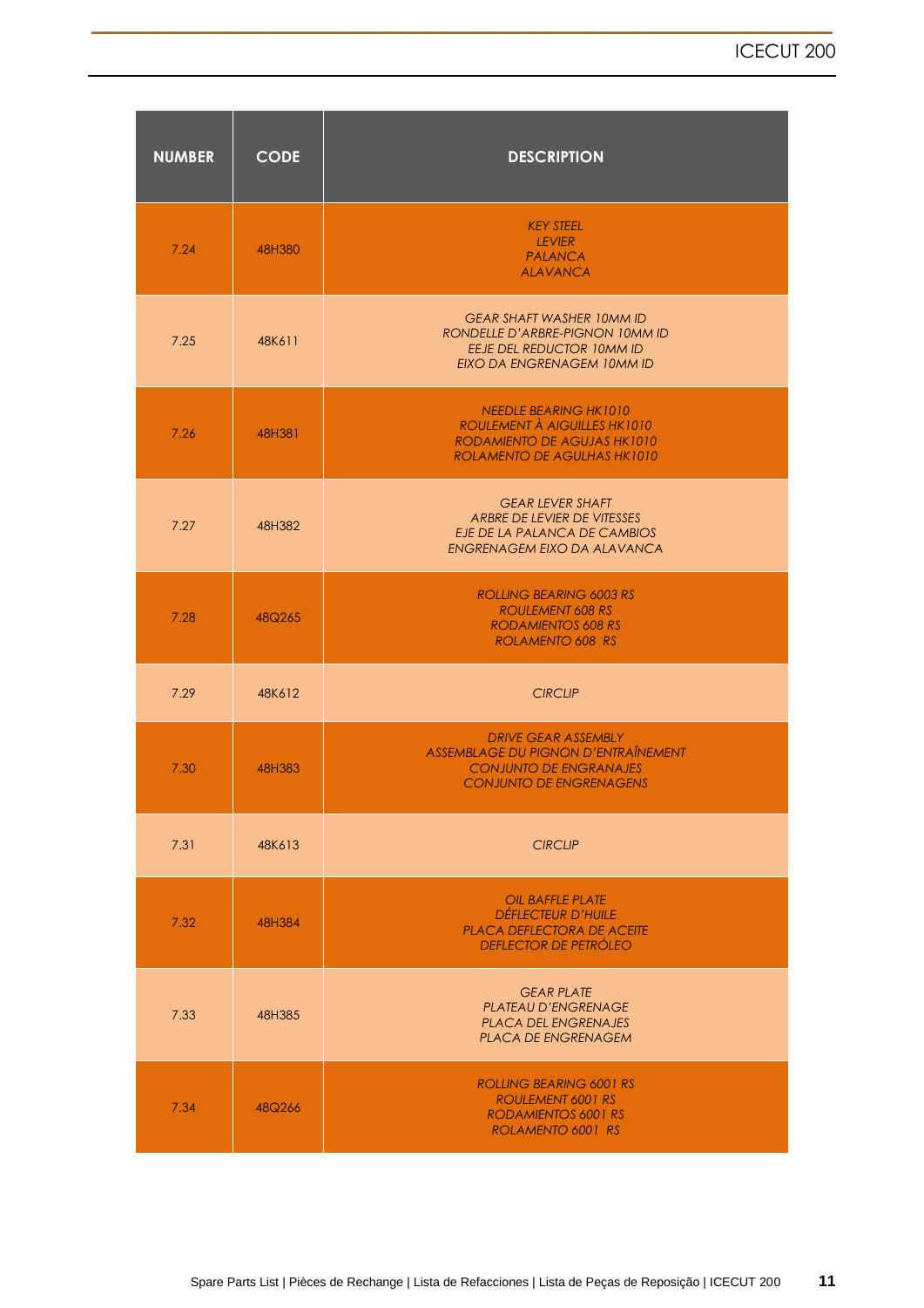| NUMBER | CODE | DESCRIPTION |
|---|---|---|
| 7.24 | 48H380 | *KEY STEEL*<br>*LEVIER*<br>*PALANCA*<br>*ALAVANCA* |
| 7.25 | 48K611 | *GEAR SHAFT WASHER 10MM ID*<br>*RONDELLE D'ARBRE-PIGNON 10MM ID*<br>*EEJE DEL REDUCTOR 10MM ID*<br>*EIXO DA ENGRENAGEM 10MM ID* |
| 7.26 | 48H381 | *NEEDLE BEARING HK1010*<br>*ROULEMENT À AIGUILLES HK1010*<br>*RODAMIENTO DE AGUJAS HK1010*<br>*ROLAMENTO DE AGULHAS HK1010* |
| 7.27 | 48H382 | *GEAR LEVER SHAFT*<br>*ARBRE DE LEVIER DE VITESSES*<br>*EJE DE LA PALANCA DE CAMBIOS*<br>*ENGRENAGEM EIXO DA ALAVANCA* |
| 7.28 | 48Q265 | *ROLLING BEARING 6003 RS*<br>*ROULEMENT 608 RS*<br>*RODAMIENTOS 608 RS*<br>*ROLAMENTO 608 RS* |
| 7.29 | 48K612 | *CIRCLIP* |
| 7.30 | 48H383 | *DRIVE GEAR ASSEMBLY*<br>*ASSEMBLAGE DU PIGNON D'ENTRAÎNEMENT*<br>*CONJUNTO DE ENGRANAJES*<br>*CONJUNTO DE ENGRENAGENS* |
| 7.31 | 48K613 | *CIRCLIP* |
| 7.32 | 48H384 | *OIL BAFFLE PLATE*<br>*DÉFLECTEUR D'HUILE*<br>*PLACA DEFLECTORA DE ACEITE*<br>*DEFLECTOR DE PETRÓLEO* |
| 7.33 | 48H385 | *GEAR PLATE*<br>*PLATEAU D'ENGRENAGE*<br>*PLACA DEL ENGRENAJES*<br>*PLACA DE ENGRENAGEM* |
| 7.34 | 48Q266 | *ROLLING BEARING 6001 RS*<br>*ROULEMENT 6001 RS*<br>*RODAMIENTOS 6001 RS*<br>*ROLAMENTO 6001 RS* |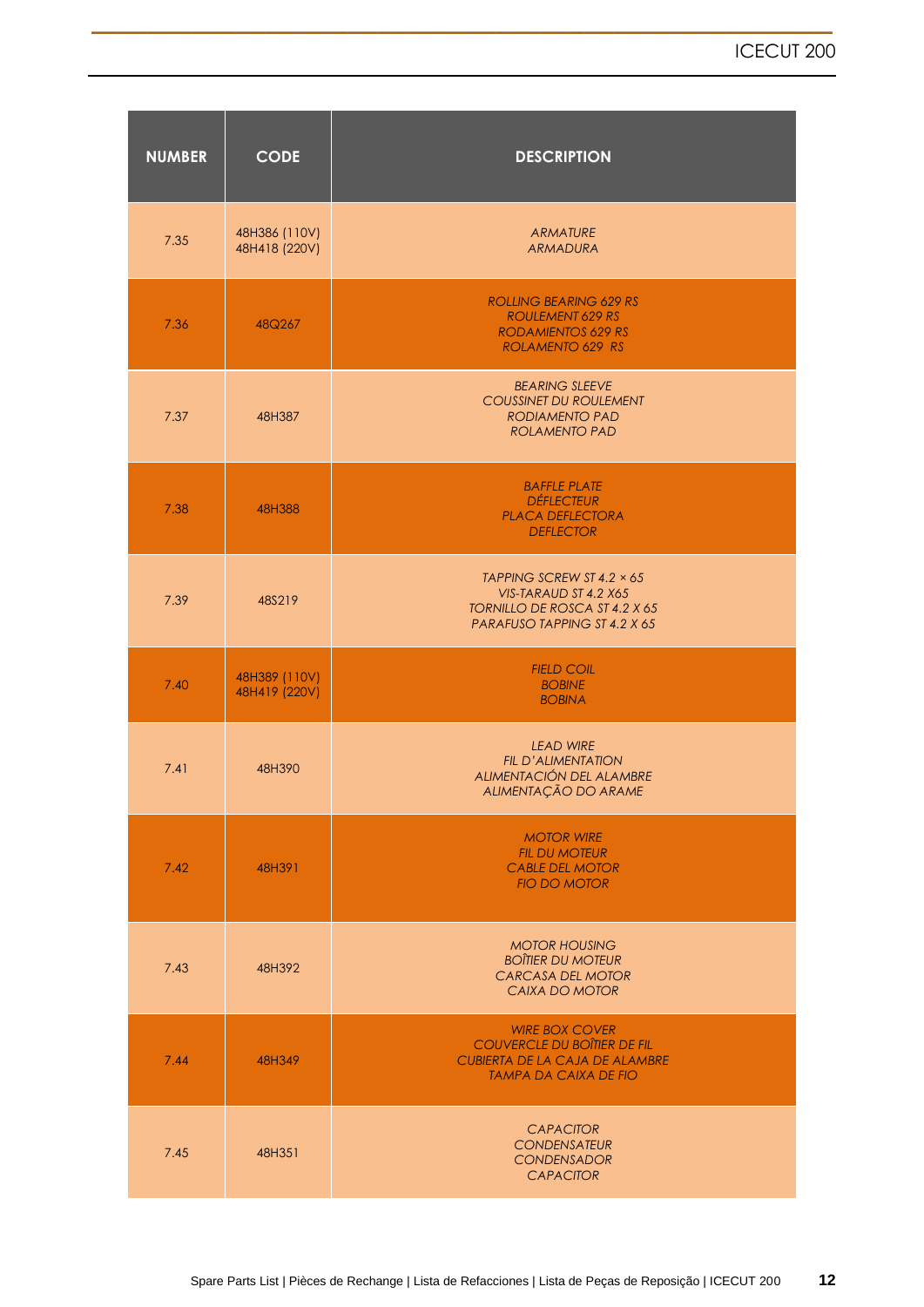| NUMBER | CODE | DESCRIPTION |
|---|---|---|
| 7.35 | 48H386 (110V)<br>48H418 (220V) | *ARMATURE*<br>*ARMADURA* |
| 7.36 | 48Q267 | *ROLLING BEARING 629 RS*<br>*ROULEMENT 629 RS*<br>*RODAMIENTOS 629 RS*<br>*ROLAMENTO 629 RS* |
| 7.37 | 48H387 | *BEARING SLEEVE*<br>*COUSSINET DU ROULEMENT*<br>*RODIAMENTO PAD*<br>*ROLAMENTO PAD* |
| 7.38 | 48H388 | *BAFFLE PLATE*<br>*DÉFLECTEUR*<br>*PLACA DEFLECTORA*<br>*DEFLECTOR* |
| 7.39 | 48S219 | *TAPPING SCREW ST 4.2 × 65*<br>*VIS-TARAUD ST 4.2 X65*<br>*TORNILLO DE ROSCA ST 4.2 X 65*<br>*PARAFUSO TAPPING ST 4.2 X 65* |
| 7.40 | 48H389 (110V)<br>48H419 (220V) | *FIELD COIL*<br>*BOBINE*<br>*BOBINA* |
| 7.41 | 48H390 | *LEAD WIRE*<br>*FIL D'ALIMENTATION*<br>*ALIMENTACIÓN DEL ALAMBRE*<br>*ALIMENTAÇÃO DO ARAME* |
| 7.42 | 48H391 | *MOTOR WIRE*<br>*FIL DU MOTEUR*<br>*CABLE DEL MOTOR*<br>*FIO DO MOTOR* |
| 7.43 | 48H392 | *MOTOR HOUSING*<br>*BOÎTIER DU MOTEUR*<br>*CARCASA DEL MOTOR*<br>*CAIXA DO MOTOR* |
| 7.44 | 48H349 | *WIRE BOX COVER*<br>*COUVERCLE DU BOÎTIER DE FIL*<br>*CUBIERTA DE LA CAJA DE ALAMBRE*<br>*TAMPA DA CAIXA DE FIO* |
| 7.45 | 48H351 | *CAPACITOR*<br>*CONDENSATEUR*<br>*CONDENSADOR*<br>*CAPACITOR* |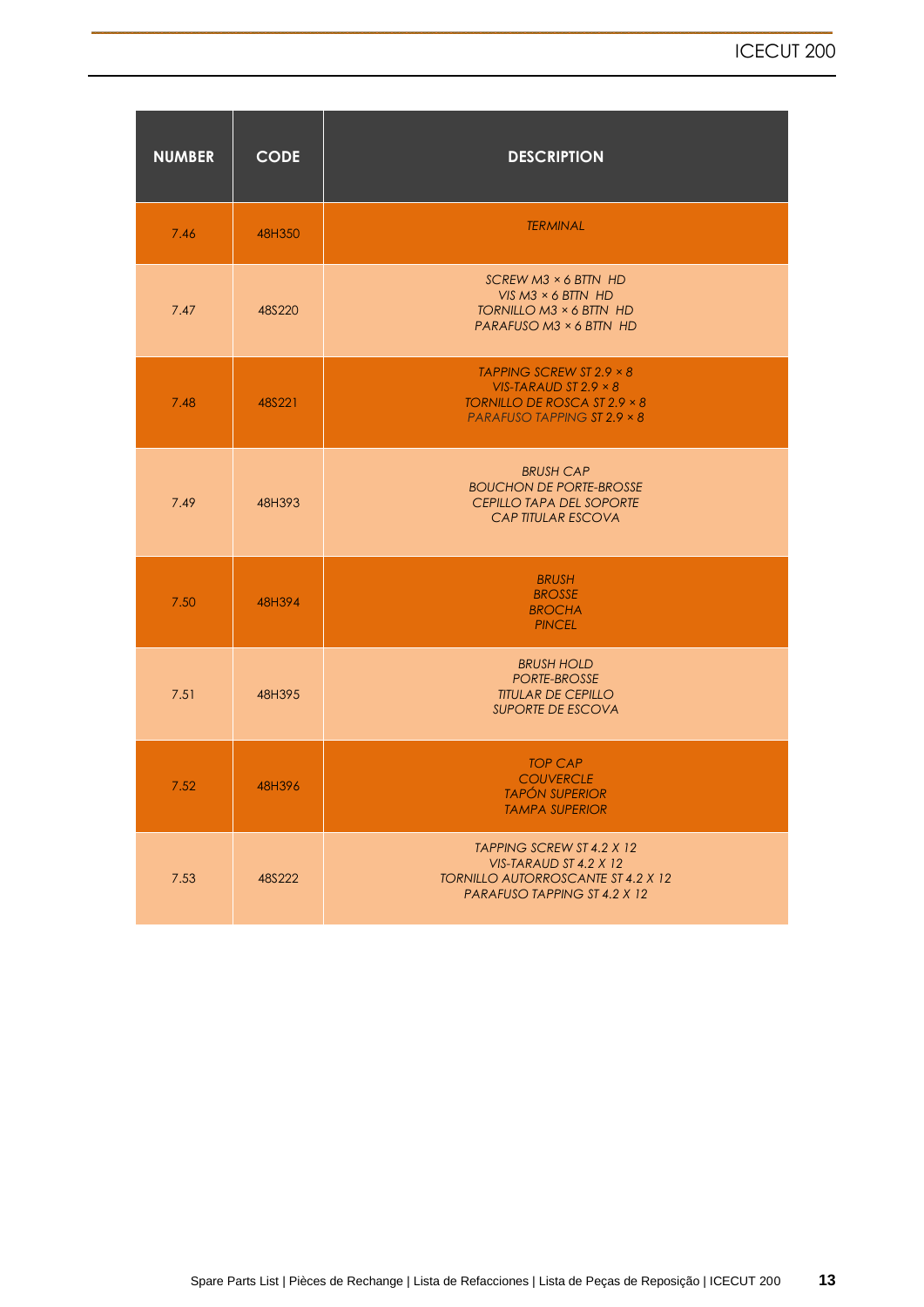| NUMBER | CODE | DESCRIPTION |
|---|---|---|
| 7.46 | 48H350 | *TERMINAL* |
| 7.47 | 48S220 | *SCREW M3 × 6 BTTN HD*<br>*VIS M3 × 6 BTTN HD*<br>*TORNILLO M3 × 6 BTTN HD*<br>*PARAFUSO M3 × 6 BTTN HD* |
| 7.48 | 48S221 | *TAPPING SCREW ST 2.9 × 8*<br>*VIS-TARAUD ST 2.9 × 8*<br>*TORNILLO DE ROSCA ST 2.9 × 8*<br>*PARAFUSO TAPPING ST 2.9 × 8* |
| 7.49 | 48H393 | *BRUSH CAP*<br>*BOUCHON DE PORTE-BROSSE*<br>*CEPILLO TAPA DEL SOPORTE*<br>*CAP TITULAR ESCOVA* |
| 7.50 | 48H394 | *BRUSH*<br>*BROSSE*<br>*BROCHA*<br>*PINCEL* |
| 7.51 | 48H395 | *BRUSH HOLD*<br>*PORTE-BROSSE*<br>*TITULAR DE CEPILLO*<br>*SUPORTE DE ESCOVA* |
| 7.52 | 48H396 | *TOP CAP*<br>*COUVERCLE*<br>*TAPÓN SUPERIOR*<br>*TAMPA SUPERIOR* |
| 7.53 | 48S222 | *TAPPING SCREW ST 4.2 X 12*<br>*VIS-TARAUD ST 4.2 X 12*<br>*TORNILLO AUTORROSCANTE ST 4.2 X 12*<br>*PARAFUSO TAPPING ST 4.2 X 12* |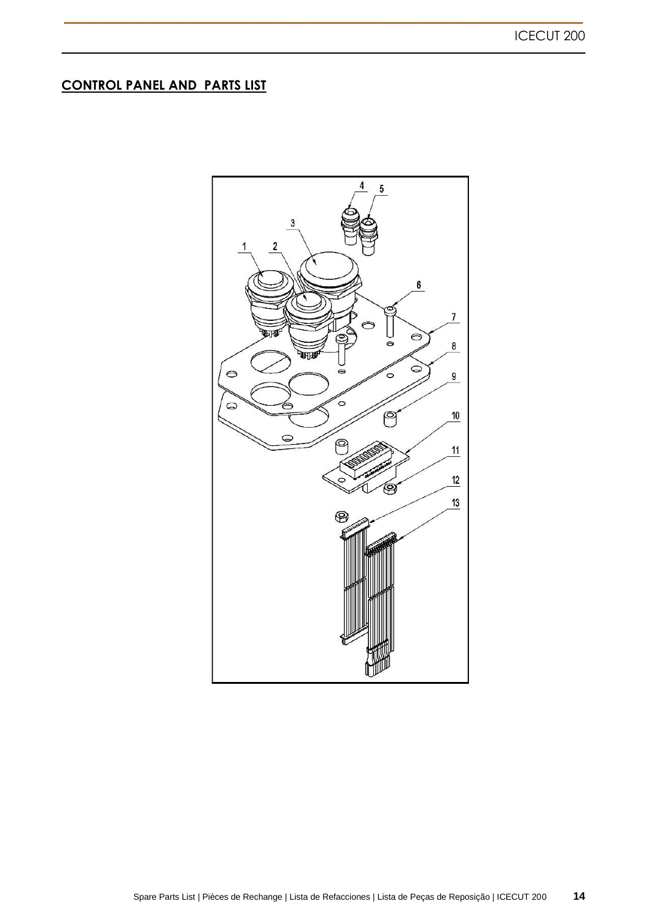## CONTROL PANEL AND PARTS LIST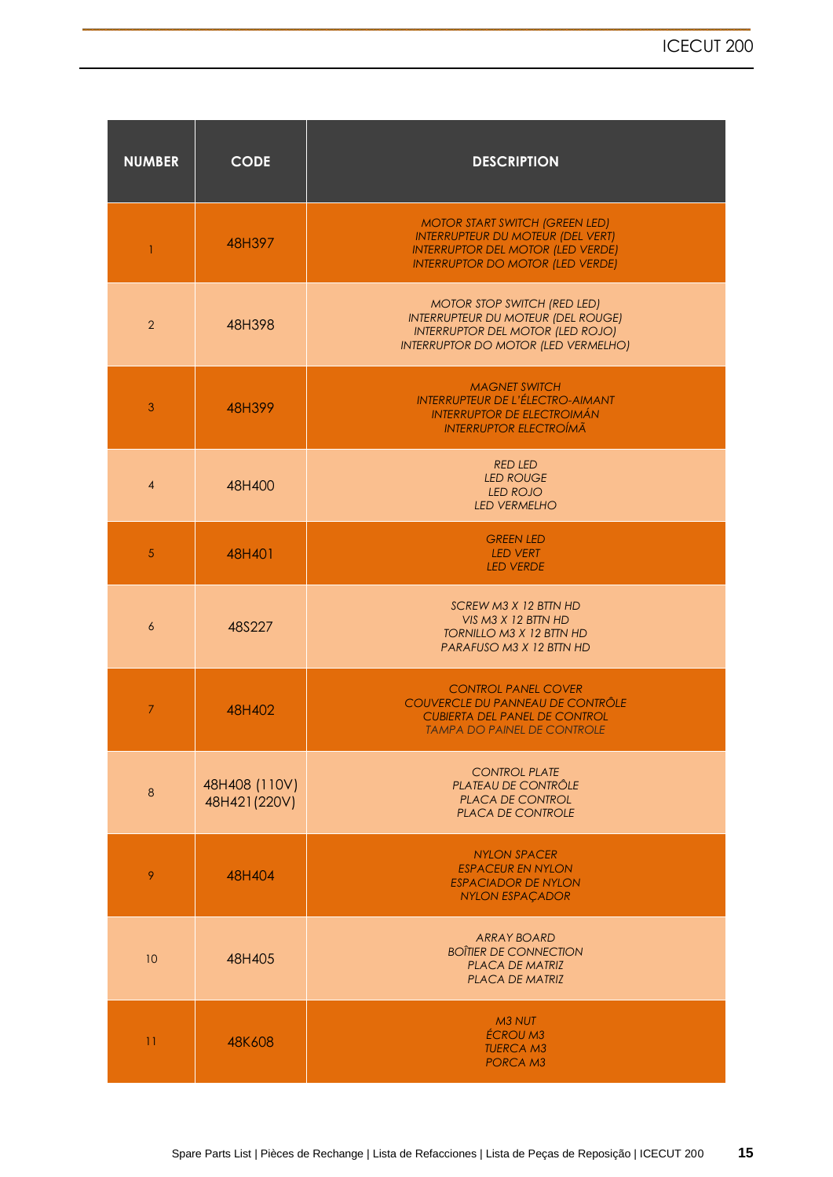| NUMBER | CODE | DESCRIPTION |
|---|---|---|
| 1 | 48H397 | *MOTOR START SWITCH (GREEN LED)*<br>*INTERRUPTEUR DU MOTEUR (DEL VERT)*<br>*INTERRUPTOR DEL MOTOR (LED VERDE)*<br>*INTERRUPTOR DO MOTOR (LED VERDE)* |
| 2 | 48H398 | *MOTOR STOP SWITCH (RED LED)*<br>*INTERRUPTEUR DU MOTEUR (DEL ROUGE)*<br>*INTERRUPTOR DEL MOTOR (LED ROJO)*<br>*INTERRUPTOR DO MOTOR (LED VERMELHO)* |
| 3 | 48H399 | *MAGNET SWITCH*<br>*INTERRUPTEUR DE L'ÉLECTRO-AIMANT*<br>*INTERRUPTOR DE ELECTROIMÁN*<br>*INTERRUPTOR ELECTROÍMÃ* |
| 4 | 48H400 | *RED LED*<br>*LED ROUGE*<br>*LED ROJO*<br>*LED VERMELHO* |
| 5 | 48H401 | *GREEN LED*<br>*LED VERT*<br>*LED VERDE* |
| 6 | 48S227 | *SCREW M3 X 12 BTTN HD*<br>*VIS M3 X 12 BTTN HD*<br>*TORNILLO M3 X 12 BTTN HD*<br>*PARAFUSO M3 X 12 BTTN HD* |
| 7 | 48H402 | *CONTROL PANEL COVER*<br>*COUVERCLE DU PANNEAU DE CONTRÔLE*<br>*CUBIERTA DEL PANEL DE CONTROL*<br>*TAMPA DO PAINEL DE CONTROLE* |
| 8 | 48H408 (110V)<br>48H421(220V) | *CONTROL PLATE*<br>*PLATEAU DE CONTRÔLE*<br>*PLACA DE CONTROL*<br>*PLACA DE CONTROLE* |
| 9 | 48H404 | *NYLON SPACER*<br>*ESPACEUR EN NYLON*<br>*ESPACIADOR DE NYLON*<br>*NYLON ESPAÇADOR* |
| 10 | 48H405 | *ARRAY BOARD*<br>*BOÎTIER DE CONNECTION*<br>*PLACA DE MATRIZ*<br>*PLACA DE MATRIZ* |
| 11 | 48K608 | *M3 NUT*<br>*ÉCROU M3*<br>*TUERCA M3*<br>*PORCA M3* |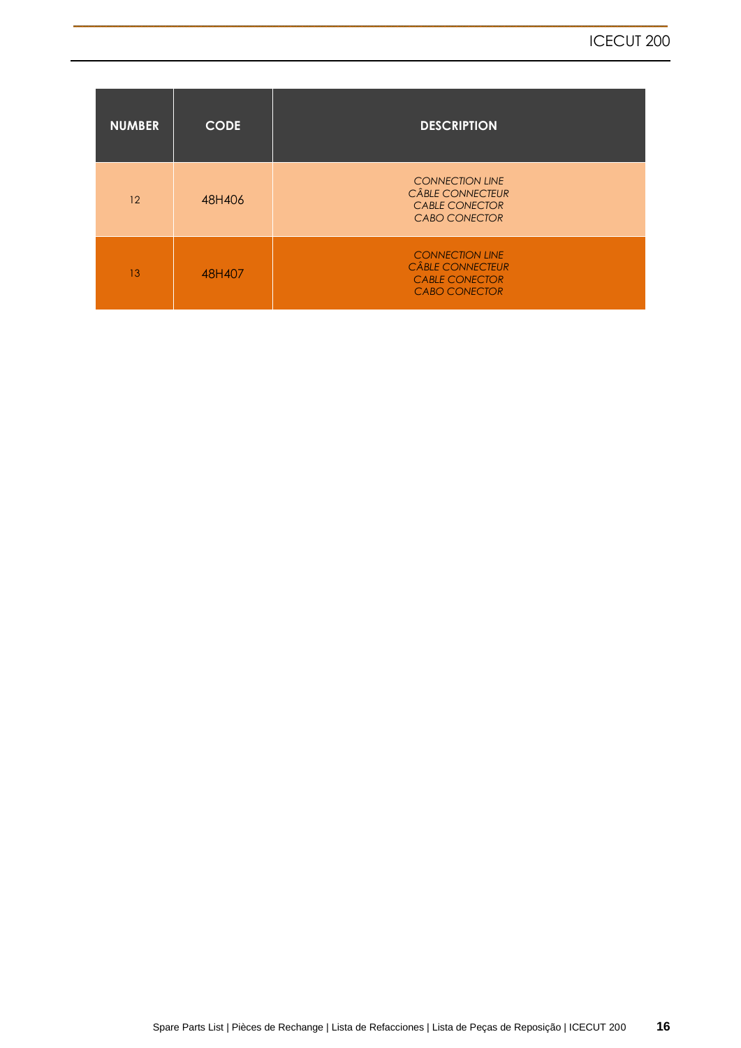| NUMBER | CODE | DESCRIPTION |
|---|---|---|
| 12 | 48H406 | *CONNECTION LINE*<br>*CÂBLE CONNECTEUR*<br>*CABLE CONECTOR*<br>*CABO CONECTOR* |
| 13 | 48H407 | *CONNECTION LINE*<br>*CÂBLE CONNECTEUR*<br>*CABLE CONECTOR*<br>*CABO CONECTOR* |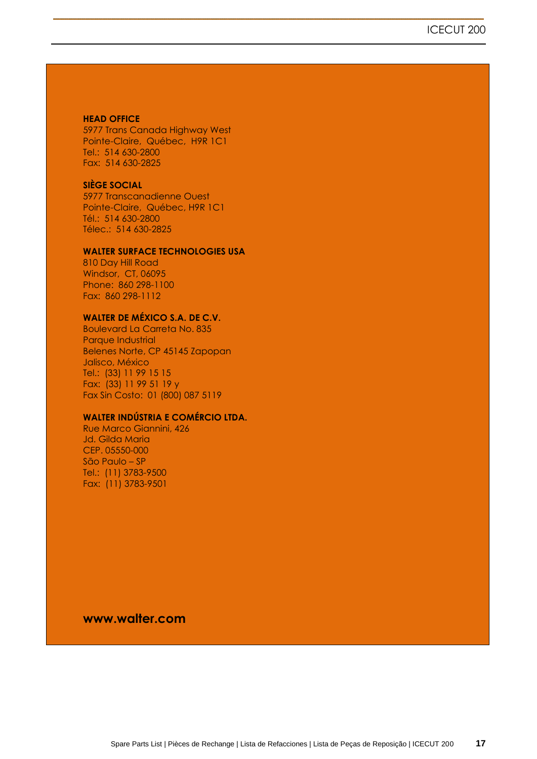**HEAD OFFICE**
5977 Trans Canada Highway West
Pointe-Claire, Québec, H9R 1C1
Tel.: 514 630-2800
Fax: 514 630-2825

**SIÈGE SOCIAL**
5977 Transcanadienne Ouest
Pointe-Claire, Québec, H9R 1C1
Tél.: 514 630-2800
Télec.: 514 630-2825

**WALTER SURFACE TECHNOLOGIES USA**
810 Day Hill Road
Windsor, CT, 06095
Phone: 860 298-1100
Fax: 860 298-1112

**WALTER DE MÉXICO S.A. DE C.V.**
Boulevard La Carreta No. 835
Parque Industrial
Belenes Norte, CP 45145 Zapopan
Jalisco, México
Tel.: (33) 11 99 15 15
Fax: (33) 11 99 51 19 y
Fax Sin Costo: 01 (800) 087 5119

**WALTER INDÚSTRIA E COMÉRCIO LTDA.**
Rue Marco Giannini, 426
Jd. Gilda Maria
CEP. 05550-000
São Paulo – SP
Tel.: (11) 3783-9500
Fax: (11) 3783-9501

**www.walter.com**